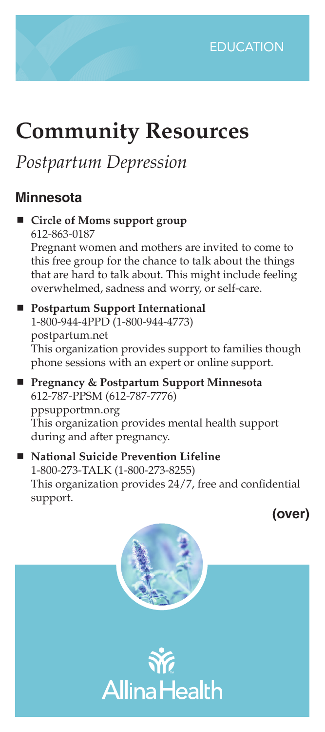EDUCATION

# Community Resources

## *Postpartum Depression*

### Minnesota

- **Circle of Moms support group**
  612-863-0187
  Pregnant women and mothers are invited to come to this free group for the chance to talk about the things that are hard to talk about. This might include feeling overwhelmed, sadness and worry, or self-care.

- **Postpartum Support International**
  1-800-944-4PPD (1-800-944-4773)
  postpartum.net
  This organization provides support to families though phone sessions with an expert or online support.

- **Pregnancy & Postpartum Support Minnesota**
  612-787-PPSM (612-787-7776)
  ppsupportmn.org
  This organization provides mental health support during and after pregnancy.

- **National Suicide Prevention Lifeline**
  1-800-273-TALK (1-800-273-8255)
  This organization provides 24/7, free and confidential support.

**(over)**

Allina Health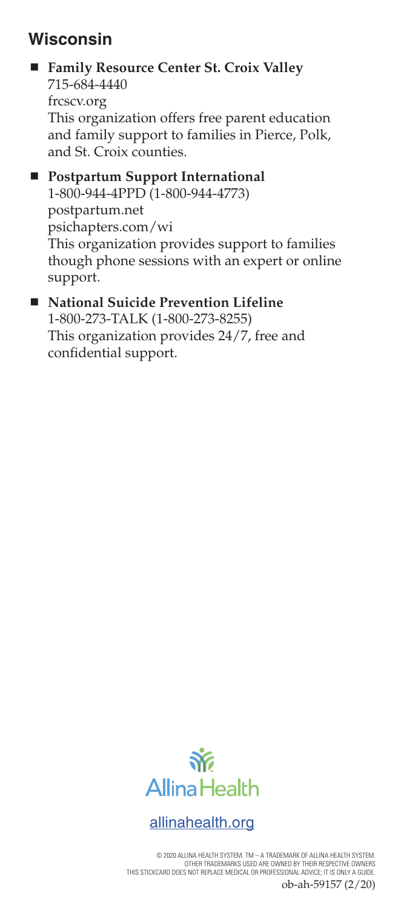## Wisconsin

- **Family Resource Center St. Croix Valley**
  715-684-4440
  frcscv.org
  This organization offers free parent education and family support to families in Pierce, Polk, and St. Croix counties.

- **Postpartum Support International**
  1-800-944-4PPD (1-800-944-4773)
  postpartum.net
  psichapters.com/wi
  This organization provides support to families though phone sessions with an expert or online support.

- **National Suicide Prevention Lifeline**
  1-800-273-TALK (1-800-273-8255)
  This organization provides 24/7, free and confidential support.

Allina Health

allinahealth.org

© 2020 ALLINA HEALTH SYSTEM. TM – A TRADEMARK OF ALLINA HEALTH SYSTEM.
OTHER TRADEMARKS USED ARE OWNED BY THEIR RESPECTIVE OWNERS
THIS STICKCARD DOES NOT REPLACE MEDICAL OR PROFESSIONAL ADVICE; IT IS ONLY A GUIDE.

ob-ah-59157 (2/20)